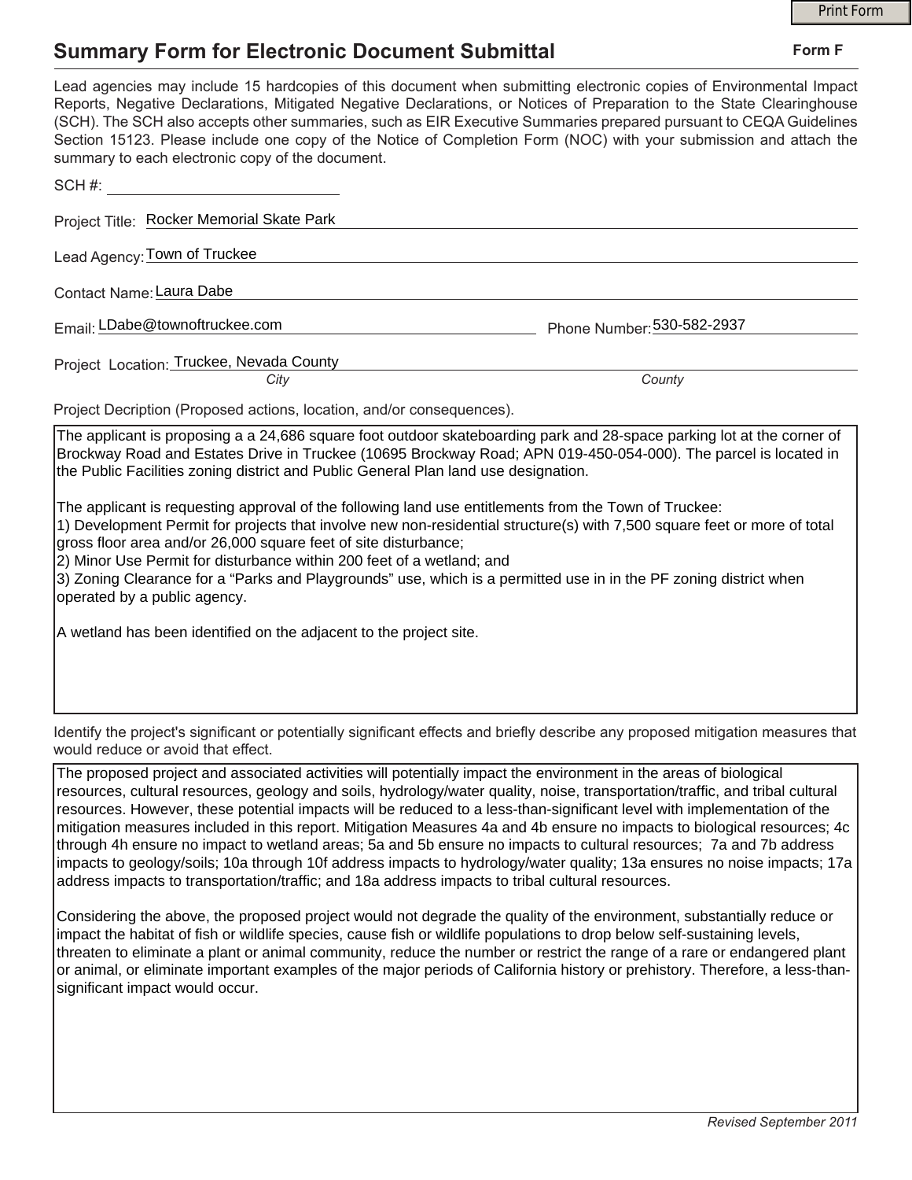# Summary Form for Electronic Document Submittal

**Form F**

Lead agencies may include 15 hardcopies of this document when submitting electronic copies of Environmental Impact Reports, Negative Declarations, Mitigated Negative Declarations, or Notices of Preparation to the State Clearinghouse (SCH). The SCH also accepts other summaries, such as EIR Executive Summaries prepared pursuant to CEQA Guidelines Section 15123. Please include one copy of the Notice of Completion Form (NOC) with your submission and attach the summary to each electronic copy of the document.

SCH #: 

Project Title: Rocker Memorial Skate Park

Lead Agency: Town of Truckee

Contact Name: Laura Dabe

Email: LDabe@townoftruckee.com    Phone Number: 530-582-2937

Project Location: Truckee, Nevada County
*City*    *County*

Project Decription (Proposed actions, location, and/or consequences).

The applicant is proposing a a 24,686 square foot outdoor skateboarding park and 28-space parking lot at the corner of Brockway Road and Estates Drive in Truckee (10695 Brockway Road; APN 019-450-054-000). The parcel is located in the Public Facilities zoning district and Public General Plan land use designation.

The applicant is requesting approval of the following land use entitlements from the Town of Truckee:
1) Development Permit for projects that involve new non-residential structure(s) with 7,500 square feet or more of total gross floor area and/or 26,000 square feet of site disturbance;
2) Minor Use Permit for disturbance within 200 feet of a wetland; and
3) Zoning Clearance for a “Parks and Playgrounds” use, which is a permitted use in in the PF zoning district when operated by a public agency.

A wetland has been identified on the adjacent to the project site.

Identify the project's significant or potentially significant effects and briefly describe any proposed mitigation measures that would reduce or avoid that effect.

The proposed project and associated activities will potentially impact the environment in the areas of biological resources, cultural resources, geology and soils, hydrology/water quality, noise, transportation/traffic, and tribal cultural resources. However, these potential impacts will be reduced to a less-than-significant level with implementation of the mitigation measures included in this report. Mitigation Measures 4a and 4b ensure no impacts to biological resources; 4c through 4h ensure no impact to wetland areas; 5a and 5b ensure no impacts to cultural resources; 7a and 7b address impacts to geology/soils; 10a through 10f address impacts to hydrology/water quality; 13a ensures no noise impacts; 17a address impacts to transportation/traffic; and 18a address impacts to tribal cultural resources.

Considering the above, the proposed project would not degrade the quality of the environment, substantially reduce or impact the habitat of fish or wildlife species, cause fish or wildlife populations to drop below self-sustaining levels, threaten to eliminate a plant or animal community, reduce the number or restrict the range of a rare or endangered plant or animal, or eliminate important examples of the major periods of California history or prehistory. Therefore, a less-than-significant impact would occur.

*Revised September 2011*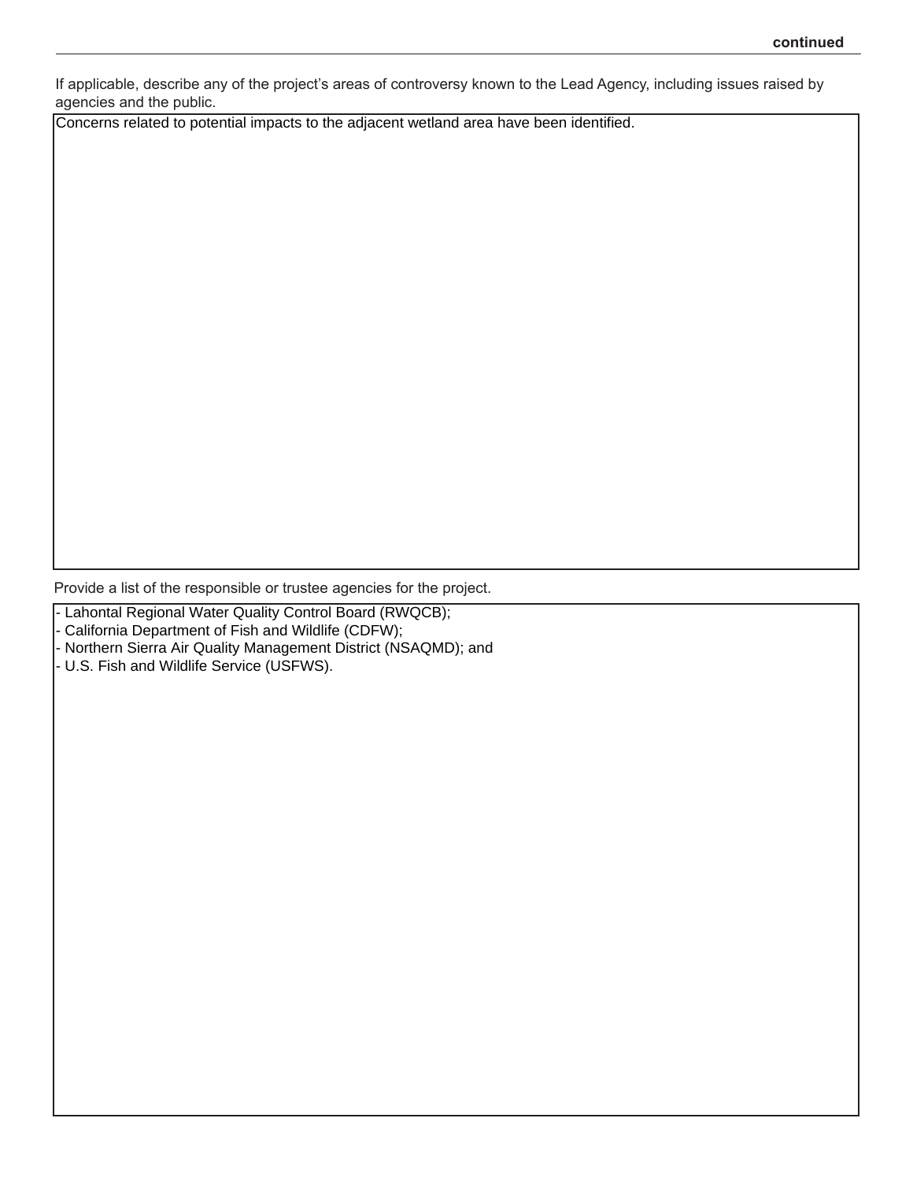If applicable, describe any of the project's areas of controversy known to the Lead Agency, including issues raised by agencies and the public.

Concerns related to potential impacts to the adjacent wetland area have been identified.

Provide a list of the responsible or trustee agencies for the project.

- Lahontal Regional Water Quality Control Board (RWQCB);
- California Department of Fish and Wildlife (CDFW);
- Northern Sierra Air Quality Management District (NSAQMD); and
- U.S. Fish and Wildlife Service (USFWS).